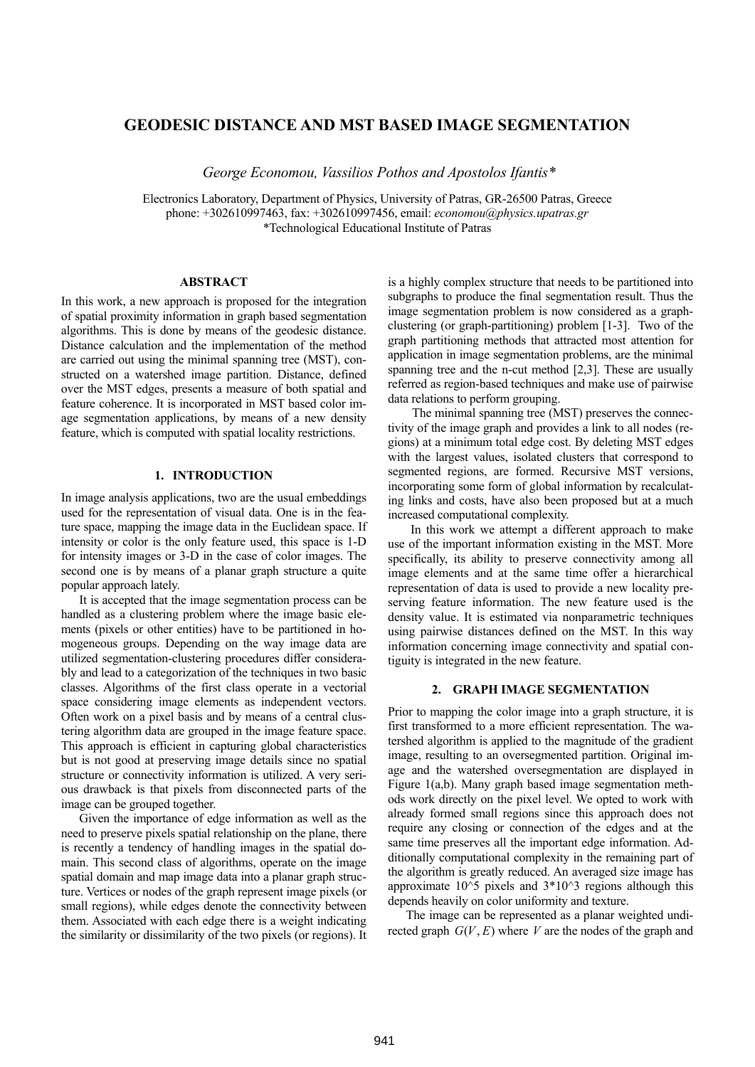# GEODESIC DISTANCE AND MST BASED IMAGE SEGMENTATION

*George Economou, Vassilios Pothos and Apostolos Ifantis\**

Electronics Laboratory, Department of Physics, University of Patras, GR-26500 Patras, Greece
phone: +302610997463, fax: +302610997456, email: *economou@physics.upatras.gr*
\*Technological Educational Institute of Patras

## ABSTRACT

In this work, a new approach is proposed for the integration of spatial proximity information in graph based segmentation algorithms. This is done by means of the geodesic distance. Distance calculation and the implementation of the method are carried out using the minimal spanning tree (MST), constructed on a watershed image partition. Distance, defined over the MST edges, presents a measure of both spatial and feature coherence. It is incorporated in MST based color image segmentation applications, by means of a new density feature, which is computed with spatial locality restrictions.

## 1. INTRODUCTION

In image analysis applications, two are the usual embeddings used for the representation of visual data. One is in the feature space, mapping the image data in the Euclidean space. If intensity or color is the only feature used, this space is 1-D for intensity images or 3-D in the case of color images. The second one is by means of a planar graph structure a quite popular approach lately.

It is accepted that the image segmentation process can be handled as a clustering problem where the image basic elements (pixels or other entities) have to be partitioned in homogeneous groups. Depending on the way image data are utilized segmentation-clustering procedures differ considerably and lead to a categorization of the techniques in two basic classes. Algorithms of the first class operate in a vectorial space considering image elements as independent vectors. Often work on a pixel basis and by means of a central clustering algorithm data are grouped in the image feature space. This approach is efficient in capturing global characteristics but is not good at preserving image details since no spatial structure or connectivity information is utilized. A very serious drawback is that pixels from disconnected parts of the image can be grouped together.

Given the importance of edge information as well as the need to preserve pixels spatial relationship on the plane, there is recently a tendency of handling images in the spatial domain. This second class of algorithms, operate on the image spatial domain and map image data into a planar graph structure. Vertices or nodes of the graph represent image pixels (or small regions), while edges denote the connectivity between them. Associated with each edge there is a weight indicating the similarity or dissimilarity of the two pixels (or regions). It is a highly complex structure that needs to be partitioned into subgraphs to produce the final segmentation result. Thus the image segmentation problem is now considered as a graph-clustering (or graph-partitioning) problem [1-3]. Two of the graph partitioning methods that attracted most attention for application in image segmentation problems, are the minimal spanning tree and the n-cut method [2,3]. These are usually referred as region-based techniques and make use of pairwise data relations to perform grouping.

The minimal spanning tree (MST) preserves the connectivity of the image graph and provides a link to all nodes (regions) at a minimum total edge cost. By deleting MST edges with the largest values, isolated clusters that correspond to segmented regions, are formed. Recursive MST versions, incorporating some form of global information by recalculating links and costs, have also been proposed but at a much increased computational complexity.

In this work we attempt a different approach to make use of the important information existing in the MST. More specifically, its ability to preserve connectivity among all image elements and at the same time offer a hierarchical representation of data is used to provide a new locality preserving feature information. The new feature used is the density value. It is estimated via nonparametric techniques using pairwise distances defined on the MST. In this way information concerning image connectivity and spatial contiguity is integrated in the new feature.

## 2. GRAPH IMAGE SEGMENTATION

Prior to mapping the color image into a graph structure, it is first transformed to a more efficient representation. The watershed algorithm is applied to the magnitude of the gradient image, resulting to an oversegmented partition. Original image and the watershed oversegmentation are displayed in Figure 1(a,b). Many graph based image segmentation methods work directly on the pixel level. We opted to work with already formed small regions since this approach does not require any closing or connection of the edges and at the same time preserves all the important edge information. Additionally computational complexity in the remaining part of the algorithm is greatly reduced. An averaged size image has approximate $10^5$ pixels and $3*10^3$ regions although this depends heavily on color uniformity and texture.

The image can be represented as a planar weighted undirected graph $G(V, E)$ where $V$ are the nodes of the graph and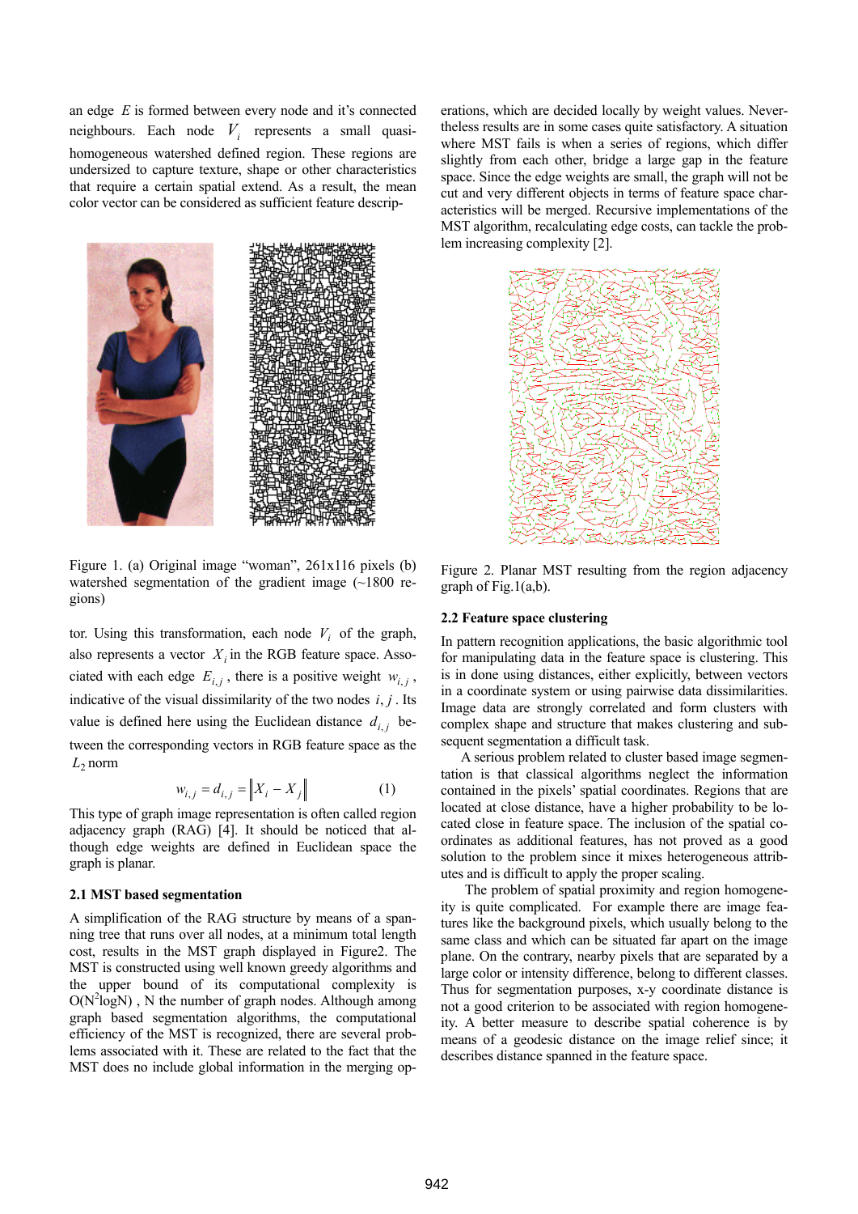an edge $E$ is formed between every node and it's connected neighbours. Each node $V_i$ represents a small quasi-homogeneous watershed defined region. These regions are undersized to capture texture, shape or other characteristics that require a certain spatial extend. As a result, the mean color vector can be considered as sufficient feature descriptor. Using this transformation, each node $V_i$ of the graph, also represents a vector $X_i$ in the RGB feature space. Associated with each edge $E_{i,j}$, there is a positive weight $w_{i,j}$, indicative of the visual dissimilarity of the two nodes $i, j$. Its value is defined here using the Euclidean distance $d_{i,j}$ between the corresponding vectors in RGB feature space as the $L_2$ norm

$$w_{i,j} = d_{i,j} = \left\| X_i - X_j \right\| \tag{1}$$

This type of graph image representation is often called region adjacency graph (RAG) [4]. It should be noticed that although edge weights are defined in Euclidean space the graph is planar.

Figure 1. (a) Original image "woman", 261x116 pixels (b) watershed segmentation of the gradient image (~1800 regions)

### 2.1 MST based segmentation

A simplification of the RAG structure by means of a spanning tree that runs over all nodes, at a minimum total length cost, results in the MST graph displayed in Figure2. The MST is constructed using well known greedy algorithms and the upper bound of its computational complexity is $O(N^2 \log N)$, N the number of graph nodes. Although among graph based segmentation algorithms, the computational efficiency of the MST is recognized, there are several problems associated with it. These are related to the fact that the MST does no include global information in the merging operations, which are decided locally by weight values. Nevertheless results are in some cases quite satisfactory. A situation where MST fails is when a series of regions, which differ slightly from each other, bridge a large gap in the feature space. Since the edge weights are small, the graph will not be cut and very different objects in terms of feature space characteristics will be merged. Recursive implementations of the MST algorithm, recalculating edge costs, can tackle the problem increasing complexity [2].

Figure 2. Planar MST resulting from the region adjacency graph of Fig.1(a,b).

### 2.2 Feature space clustering

In pattern recognition applications, the basic algorithmic tool for manipulating data in the feature space is clustering. This is in done using distances, either explicitly, between vectors in a coordinate system or using pairwise data dissimilarities. Image data are strongly correlated and form clusters with complex shape and structure that makes clustering and subsequent segmentation a difficult task.

A serious problem related to cluster based image segmentation is that classical algorithms neglect the information contained in the pixels' spatial coordinates. Regions that are located at close distance, have a higher probability to be located close in feature space. The inclusion of the spatial coordinates as additional features, has not proved as a good solution to the problem since it mixes heterogeneous attributes and is difficult to apply the proper scaling.

The problem of spatial proximity and region homogeneity is quite complicated. For example there are image features like the background pixels, which usually belong to the same class and which can be situated far apart on the image plane. On the contrary, nearby pixels that are separated by a large color or intensity difference, belong to different classes. Thus for segmentation purposes, x-y coordinate distance is not a good criterion to be associated with region homogeneity. A better measure to describe spatial coherence is by means of a geodesic distance on the image relief since; it describes distance spanned in the feature space.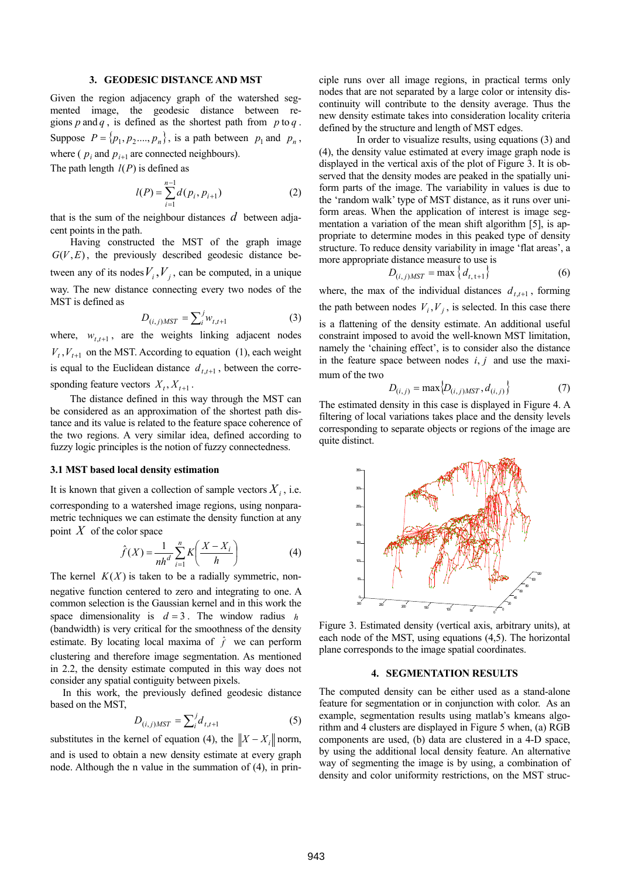## 3. GEODESIC DISTANCE AND MST

Given the region adjacency graph of the watershed segmented image, the geodesic distance between regions $p$ and $q$, is defined as the shortest path from $p$ to $q$. Suppose $P = \{p_1, p_2, ..., p_n\}$, is a path between $p_1$ and $p_n$, where ( $p_i$ and $p_{i+1}$ are connected neighbours).
The path length $l(P)$ is defined as

$$l(P) = \sum_{i=1}^{n-1} d(p_i, p_{i+1}) \tag{2}$$

that is the sum of the neighbour distances $d$ between adjacent points in the path.

Having constructed the MST of the graph image $G(V,E)$, the previously described geodesic distance between any of its nodes $V_i, V_j$, can be computed, in a unique way. The new distance connecting every two nodes of the MST is defined as

$$D_{(i,j)MST} = \sum_i^j w_{t,t+1} \tag{3}$$

where, $w_{t,t+1}$, are the weights linking adjacent nodes $V_t, V_{t+1}$ on the MST. According to equation (1), each weight is equal to the Euclidean distance $d_{t,t+1}$, between the corresponding feature vectors $X_t, X_{t+1}$.

The distance defined in this way through the MST can be considered as an approximation of the shortest path distance and its value is related to the feature space coherence of the two regions. A very similar idea, defined according to fuzzy logic principles is the notion of fuzzy connectedness.

### 3.1 MST based local density estimation

It is known that given a collection of sample vectors $X_i$, i.e. corresponding to a watershed image regions, using nonparametric techniques we can estimate the density function at any point $X$ of the color space

$$\hat{f}(X) = \frac{1}{nh^d} \sum_{i=1}^{n} K\left(\frac{X - X_i}{h}\right) \tag{4}$$

The kernel $K(X)$ is taken to be a radially symmetric, non-negative function centered to zero and integrating to one. A common selection is the Gaussian kernel and in this work the space dimensionality is $d = 3$. The window radius $h$ (bandwidth) is very critical for the smoothness of the density estimate. By locating local maxima of $\hat{f}$ we can perform clustering and therefore image segmentation. As mentioned in 2.2, the density estimate computed in this way does not consider any spatial contiguity between pixels.

In this work, the previously defined geodesic distance based on the MST,

$$D_{(i,j)MST} = \sum_i^j d_{t,t+1} \tag{5}$$

substitutes in the kernel of equation (4), the $\|X - X_i\|$ norm, and is used to obtain a new density estimate at every graph node. Although the n value in the summation of (4), in principle runs over all image regions, in practical terms only nodes that are not separated by a large color or intensity discontinuity will contribute to the density average. Thus the new density estimate takes into consideration locality criteria defined by the structure and length of MST edges.

In order to visualize results, using equations (3) and (4), the density value estimated at every image graph node is displayed in the vertical axis of the plot of Figure 3. It is observed that the density modes are peaked in the spatially uniform parts of the image. The variability in values is due to the 'random walk' type of MST distance, as it runs over uniform areas. When the application of interest is image segmentation a variation of the mean shift algorithm [5], is appropriate to determine modes in this peaked type of density structure. To reduce density variability in image 'flat areas', a more appropriate distance measure to use is

$$D_{(i,j)MST} = \max\{d_{t,t+1}\} \tag{6}$$

where, the max of the individual distances $d_{t,t+1}$, forming the path between nodes $V_i, V_j$, is selected. In this case there is a flattening of the density estimate. An additional useful constraint imposed to avoid the well-known MST limitation, namely the 'chaining effect', is to consider also the distance in the feature space between nodes $i, j$ and use the maximum of the two

$$D_{(i,j)} = \max\{D_{(i,j)MST}, d_{(i,j)}\} \tag{7}$$

The estimated density in this case is displayed in Figure 4. A filtering of local variations takes place and the density levels corresponding to separate objects or regions of the image are quite distinct.

Figure 3. Estimated density (vertical axis, arbitrary units), at each node of the MST, using equations (4,5). The horizontal plane corresponds to the image spatial coordinates.

## 4. SEGMENTATION RESULTS

The computed density can be either used as a stand-alone feature for segmentation or in conjunction with color. As an example, segmentation results using matlab's kmeans algorithm and 4 clusters are displayed in Figure 5 when, (a) RGB components are used, (b) data are clustered in a 4-D space, by using the additional local density feature. An alternative way of segmenting the image is by using, a combination of density and color uniformity restrictions, on the MST struc-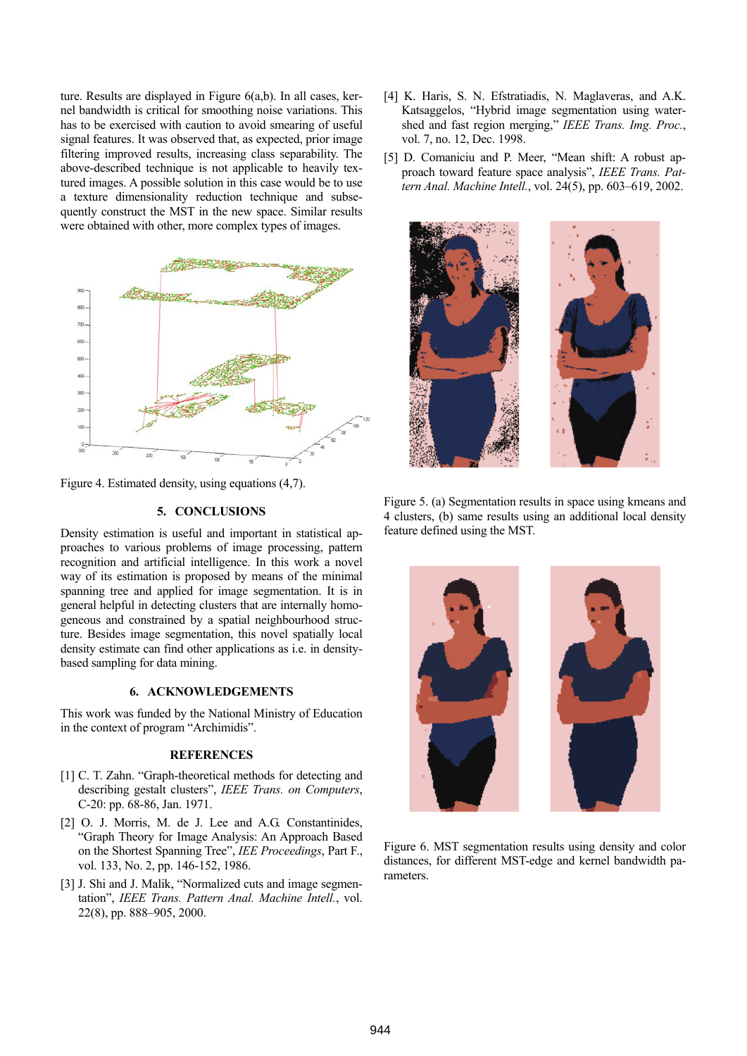ture. Results are displayed in Figure 6(a,b). In all cases, kernel bandwidth is critical for smoothing noise variations. This has to be exercised with caution to avoid smearing of useful signal features. It was observed that, as expected, prior image filtering improved results, increasing class separability. The above-described technique is not applicable to heavily textured images. A possible solution in this case would be to use a texture dimensionality reduction technique and subsequently construct the MST in the new space. Similar results were obtained with other, more complex types of images.

Figure 4. Estimated density, using equations (4,7).

## 5. CONCLUSIONS

Density estimation is useful and important in statistical approaches to various problems of image processing, pattern recognition and artificial intelligence. In this work a novel way of its estimation is proposed by means of the minimal spanning tree and applied for image segmentation. It is in general helpful in detecting clusters that are internally homogeneous and constrained by a spatial neighbourhood structure. Besides image segmentation, this novel spatially local density estimate can find other applications as i.e. in density-based sampling for data mining.

## 6. ACKNOWLEDGEMENTS

This work was funded by the National Ministry of Education in the context of program "Archimidis".

## REFERENCES

[1] C. T. Zahn. "Graph-theoretical methods for detecting and describing gestalt clusters", *IEEE Trans. on Computers*, C-20: pp. 68-86, Jan. 1971.

[2] O. J. Morris, M. de J. Lee and A.G. Constantinides, "Graph Theory for Image Analysis: An Approach Based on the Shortest Spanning Tree", *IEE Proceedings*, Part F., vol. 133, No. 2, pp. 146-152, 1986.

[3] J. Shi and J. Malik, "Normalized cuts and image segmentation", *IEEE Trans. Pattern Anal. Machine Intell.*, vol. 22(8), pp. 888–905, 2000.

[4] K. Haris, S. N. Efstratiadis, N. Maglaveras, and A.K. Katsaggelos, "Hybrid image segmentation using watershed and fast region merging," *IEEE Trans. Img. Proc.*, vol. 7, no. 12, Dec. 1998.

[5] D. Comaniciu and P. Meer, "Mean shift: A robust approach toward feature space analysis", *IEEE Trans. Pattern Anal. Machine Intell.*, vol. 24(5), pp. 603–619, 2002.

Figure 5. (a) Segmentation results in space using kmeans and 4 clusters, (b) same results using an additional local density feature defined using the MST.

Figure 6. MST segmentation results using density and color distances, for different MST-edge and kernel bandwidth parameters.